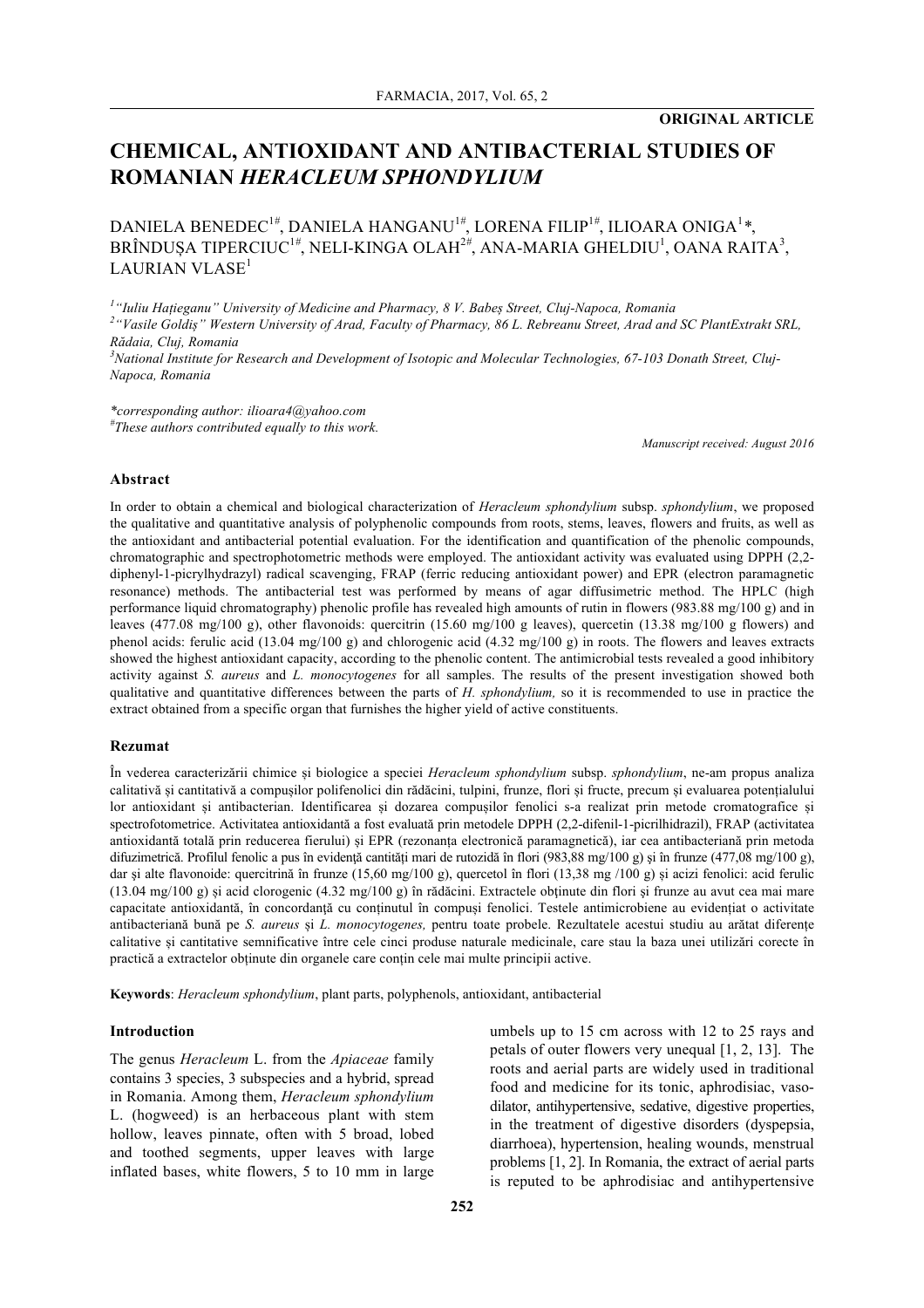**ORIGINAL ARTICLE**

# CHEMICAL, ANTIOXIDANT AND ANTIBACTERIAL STUDIES OF ROMANIAN *HERACLEUM SPHONDYLIUM*

DANIELA BENEDEC[1#], DANIELA HANGANU[1#], LORENA FILIP[1#], ILIOARA ONIGA[1]*, BRÎNDUȘA TIPERCIUC[1#], NELI-KINGA OLAH[2#], ANA-MARIA GHELDIU[1], OANA RAITA[3], LAURIAN VLASE[1]

[1] *"Iuliu Hațieganu" University of Medicine and Pharmacy, 8 V. Babeș Street, Cluj-Napoca, Romania*
[2] *"Vasile Goldiș" Western University of Arad, Faculty of Pharmacy, 86 L. Rebreanu Street, Arad and SC PlantExtrakt SRL, Rădaia, Cluj, Romania*
[3] *National Institute for Research and Development of Isotopic and Molecular Technologies, 67-103 Donath Street, Cluj-Napoca, Romania*

*\*corresponding author: ilioara4@yahoo.com*
[#] *These authors contributed equally to this work.*

*Manuscript received: August 2016*

### Abstract

In order to obtain a chemical and biological characterization of *Heracleum sphondylium* subsp. *sphondylium*, we proposed the qualitative and quantitative analysis of polyphenolic compounds from roots, stems, leaves, flowers and fruits, as well as the antioxidant and antibacterial potential evaluation. For the identification and quantification of the phenolic compounds, chromatographic and spectrophotometric methods were employed. The antioxidant activity was evaluated using DPPH (2,2-diphenyl-1-picrylhydrazyl) radical scavenging, FRAP (ferric reducing antioxidant power) and EPR (electron paramagnetic resonance) methods. The antibacterial test was performed by means of agar diffusimetric method. The HPLC (high performance liquid chromatography) phenolic profile has revealed high amounts of rutin in flowers (983.88 mg/100 g) and in leaves (477.08 mg/100 g), other flavonoids: quercitrin (15.60 mg/100 g leaves), quercetin (13.38 mg/100 g flowers) and phenol acids: ferulic acid (13.04 mg/100 g) and chlorogenic acid (4.32 mg/100 g) in roots. The flowers and leaves extracts showed the highest antioxidant capacity, according to the phenolic content. The antimicrobial tests revealed a good inhibitory activity against *S. aureus* and *L. monocytogenes* for all samples. The results of the present investigation showed both qualitative and quantitative differences between the parts of *H. sphondylium,* so it is recommended to use in practice the extract obtained from a specific organ that furnishes the higher yield of active constituents.

### Rezumat

În vederea caracterizării chimice și biologice a speciei *Heracleum sphondylium* subsp. *sphondylium*, ne-am propus analiza calitativă și cantitativă a compușilor polifenolici din rădăcini, tulpini, frunze, flori și fructe, precum și evaluarea potențialului lor antioxidant și antibacterian. Identificarea și dozarea compușilor fenolici s-a realizat prin metode cromatografice și spectrofotometrice. Activitatea antioxidantă a fost evaluată prin metodele DPPH (2,2-difenil-1-picrilhidrazil), FRAP (activitatea antioxidantă totală prin reducerea fierului) și EPR (rezonanța electronică paramagnetică), iar cea antibacteriană prin metoda difuzimetrică. Profilul fenolic a pus în evidență cantități mari de rutozidă în flori (983,88 mg/100 g) și în frunze (477,08 mg/100 g), dar și alte flavonoide: quercitrină în frunze (15,60 mg/100 g), quercetol în flori (13,38 mg /100 g) și acizi fenolici: acid ferulic (13.04 mg/100 g) și acid clorogenic (4.32 mg/100 g) în rădăcini. Extractele obținute din flori și frunze au avut cea mai mare capacitate antioxidantă, în concordanță cu conținutul în compuși fenolici. Testele antimicrobiene au evidențiat o activitate antibacteriană bună pe *S. aureus* și *L. monocytogenes,* pentru toate probele. Rezultatele acestui studiu au arătat diferențe calitative și cantitative semnificative între cele cinci produse naturale medicinale, care stau la baza unei utilizări corecte în practică a extractelor obținute din organele care conțin cele mai multe principii active.

**Keywords**: *Heracleum sphondylium*, plant parts, polyphenols, antioxidant, antibacterial

### Introduction

The genus *Heracleum* L. from the *Apiaceae* family contains 3 species, 3 subspecies and a hybrid, spread in Romania. Among them, *Heracleum sphondylium* L. (hogweed) is an herbaceous plant with stem hollow, leaves pinnate, often with 5 broad, lobed and toothed segments, upper leaves with large inflated bases, white flowers, 5 to 10 mm in large umbels up to 15 cm across with 12 to 25 rays and petals of outer flowers very unequal [1, 2, 13]. The roots and aerial parts are widely used in traditional food and medicine for its tonic, aphrodisiac, vasodilator, antihypertensive, sedative, digestive properties, in the treatment of digestive disorders (dyspepsia, diarrhoea), hypertension, healing wounds, menstrual problems [1, 2]. In Romania, the extract of aerial parts is reputed to be aphrodisiac and antihypertensive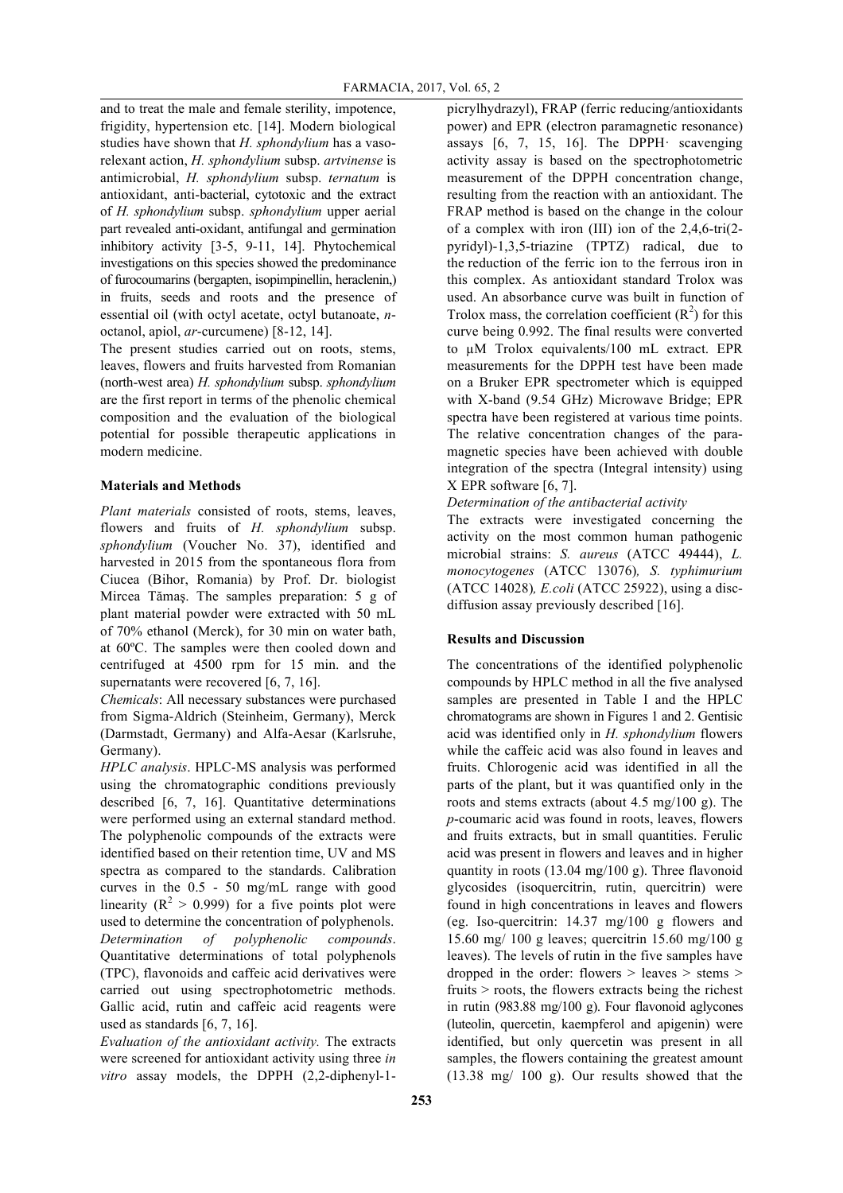and to treat the male and female sterility, impotence, frigidity, hypertension etc. [14]. Modern biological studies have shown that *H. sphondylium* has a vaso-relaxant action, *H. sphondylium* subsp. *artvinense* is antimicrobial, *H. sphondylium* subsp. *ternatum* is antioxidant, anti-bacterial, cytotoxic and the extract of *H. sphondylium* subsp. *sphondylium* upper aerial part revealed anti-oxidant, antifungal and germination inhibitory activity [3-5, 9-11, 14]. Phytochemical investigations on this species showed the predominance of furocoumarins (bergapten, isopimpinellin, heraclenin,) in fruits, seeds and roots and the presence of essential oil (with octyl acetate, octyl butanoate, *n*-octanol, apiol, *ar*-curcumene) [8-12, 14].

The present studies carried out on roots, stems, leaves, flowers and fruits harvested from Romanian (north-west area) *H. sphondylium* subsp. *sphondylium* are the first report in terms of the phenolic chemical composition and the evaluation of the biological potential for possible therapeutic applications in modern medicine.

**Materials and Methods**

*Plant materials* consisted of roots, stems, leaves, flowers and fruits of *H. sphondylium* subsp. *sphondylium* (Voucher No. 37), identified and harvested in 2015 from the spontaneous flora from Ciucea (Bihor, Romania) by Prof. Dr. biologist Mircea Tămaş. The samples preparation: 5 g of plant material powder were extracted with 50 mL of 70% ethanol (Merck), for 30 min on water bath, at 60ºC. The samples were then cooled down and centrifuged at 4500 rpm for 15 min. and the supernatants were recovered [6, 7, 16].

*Chemicals*: All necessary substances were purchased from Sigma-Aldrich (Steinheim, Germany), Merck (Darmstadt, Germany) and Alfa-Aesar (Karlsruhe, Germany).

*HPLC analysis*. HPLC-MS analysis was performed using the chromatographic conditions previously described [6, 7, 16]. Quantitative determinations were performed using an external standard method. The polyphenolic compounds of the extracts were identified based on their retention time, UV and MS spectra as compared to the standards. Calibration curves in the 0.5 - 50 mg/mL range with good linearity ($R^2 > 0.999$) for a five points plot were used to determine the concentration of polyphenols.

*Determination of polyphenolic compounds*. Quantitative determinations of total polyphenols (TPC), flavonoids and caffeic acid derivatives were carried out using spectrophotometric methods. Gallic acid, rutin and caffeic acid reagents were used as standards [6, 7, 16].

*Evaluation of the antioxidant activity.* The extracts were screened for antioxidant activity using three *in vitro* assay models, the DPPH (2,2-diphenyl-1-picrylhydrazyl), FRAP (ferric reducing/antioxidants power) and EPR (electron paramagnetic resonance) assays [6, 7, 15, 16]. The DPPH· scavenging activity assay is based on the spectrophotometric measurement of the DPPH concentration change, resulting from the reaction with an antioxidant. The FRAP method is based on the change in the colour of a complex with iron (III) ion of the 2,4,6-tri(2-pyridyl)-1,3,5-triazine (TPTZ) radical, due to the reduction of the ferric ion to the ferrous iron in this complex. As antioxidant standard Trolox was used. An absorbance curve was built in function of Trolox mass, the correlation coefficient ($R^2$) for this curve being 0.992. The final results were converted to μM Trolox equivalents/100 mL extract. EPR measurements for the DPPH test have been made on a Bruker EPR spectrometer which is equipped with X-band (9.54 GHz) Microwave Bridge; EPR spectra have been registered at various time points. The relative concentration changes of the para-magnetic species have been achieved with double integration of the spectra (Integral intensity) using X EPR software [6, 7].

*Determination of the antibacterial activity*

The extracts were investigated concerning the activity on the most common human pathogenic microbial strains: *S. aureus* (ATCC 49444), *L. monocytogenes* (ATCC 13076)*, S. typhimurium* (ATCC 14028)*, E.coli* (ATCC 25922), using a disc-diffusion assay previously described [16].

**Results and Discussion**

The concentrations of the identified polyphenolic compounds by HPLC method in all the five analysed samples are presented in Table I and the HPLC chromatograms are shown in Figures 1 and 2. Gentisic acid was identified only in *H. sphondylium* flowers while the caffeic acid was also found in leaves and fruits. Chlorogenic acid was identified in all the parts of the plant, but it was quantified only in the roots and stems extracts (about 4.5 mg/100 g). The *p*-coumaric acid was found in roots, leaves, flowers and fruits extracts, but in small quantities. Ferulic acid was present in flowers and leaves and in higher quantity in roots (13.04 mg/100 g). Three flavonoid glycosides (isoquercitrin, rutin, quercitrin) were found in high concentrations in leaves and flowers (eg. Iso-quercitrin: 14.37 mg/100 g flowers and 15.60 mg/ 100 g leaves; quercitrin 15.60 mg/100 g leaves). The levels of rutin in the five samples have dropped in the order: flowers > leaves > stems > fruits > roots, the flowers extracts being the richest in rutin (983.88 mg/100 g). Four flavonoid aglycones (luteolin, quercetin, kaempferol and apigenin) were identified, but only quercetin was present in all samples, the flowers containing the greatest amount (13.38 mg/ 100 g). Our results showed that the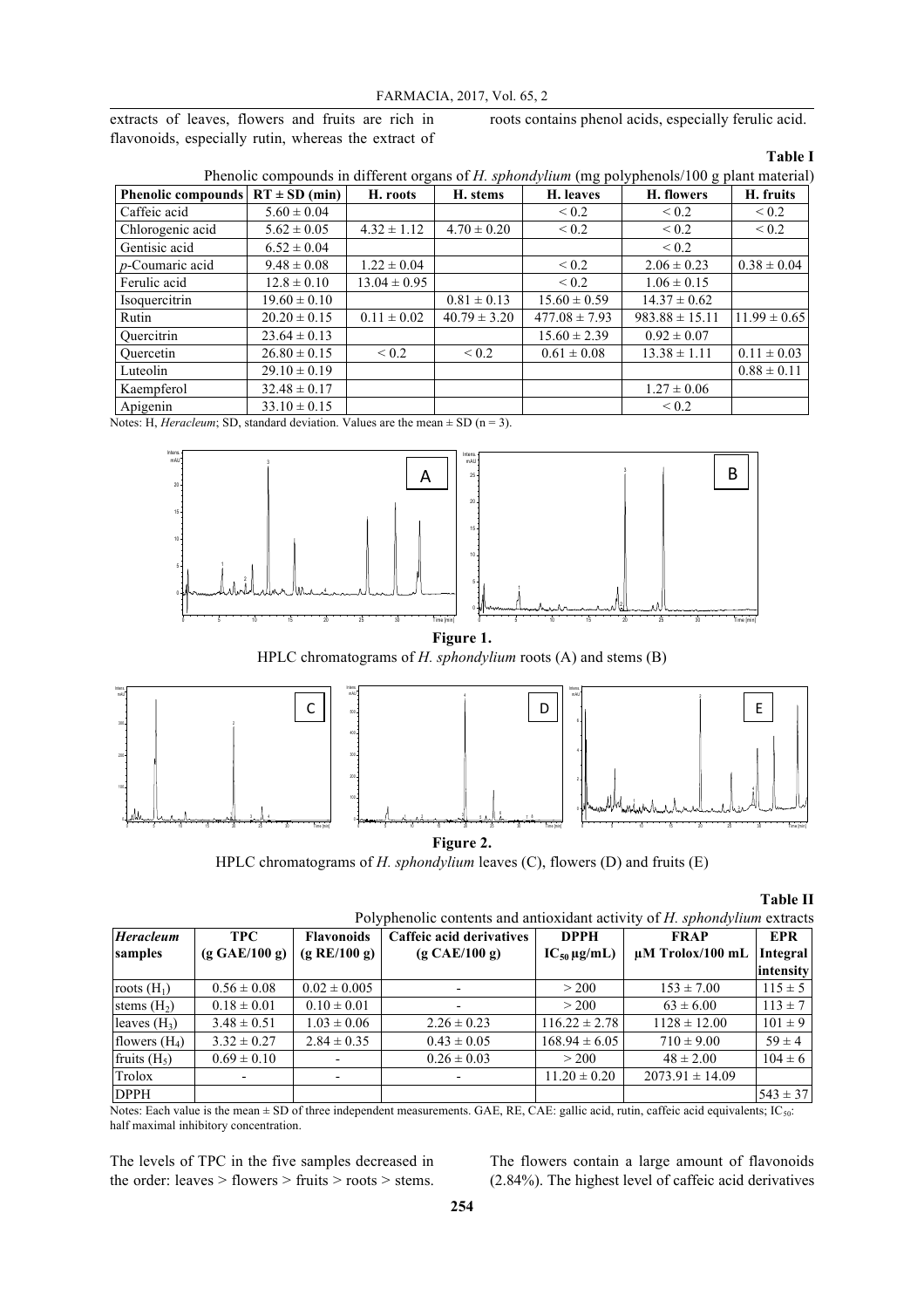extracts of leaves, flowers and fruits are rich in flavonoids, especially rutin, whereas the extract of roots contains phenol acids, especially ferulic acid.

**Table I**

Phenolic compounds in different organs of *H. sphondylium* (mg polyphenols/100 g plant material)

| Phenolic compounds | RT ± SD (min) | H. roots | H. stems | H. leaves | H. flowers | H. fruits |
|---|---|---|---|---|---|---|
| Caffeic acid | 5.60 ± 0.04 | | | < 0.2 | < 0.2 | < 0.2 |
| Chlorogenic acid | 5.62 ± 0.05 | 4.32 ± 1.12 | 4.70 ± 0.20 | < 0.2 | < 0.2 | < 0.2 |
| Gentisic acid | 6.52 ± 0.04 | | | | < 0.2 | |
| *p*-Coumaric acid | 9.48 ± 0.08 | 1.22 ± 0.04 | | < 0.2 | 2.06 ± 0.23 | 0.38 ± 0.04 |
| Ferulic acid | 12.8 ± 0.10 | 13.04 ± 0.95 | | < 0.2 | 1.06 ± 0.15 | |
| Isoquercitrin | 19.60 ± 0.10 | | 0.81 ± 0.13 | 15.60 ± 0.59 | 14.37 ± 0.62 | |
| Rutin | 20.20 ± 0.15 | 0.11 ± 0.02 | 40.79 ± 3.20 | 477.08 ± 7.93 | 983.88 ± 15.11 | 11.99 ± 0.65 |
| Quercitrin | 23.64 ± 0.13 | | | 15.60 ± 2.39 | 0.92 ± 0.07 | |
| Quercetin | 26.80 ± 0.15 | < 0.2 | < 0.2 | 0.61 ± 0.08 | 13.38 ± 1.11 | 0.11 ± 0.03 |
| Luteolin | 29.10 ± 0.19 | | | | | 0.88 ± 0.11 |
| Kaempferol | 32.48 ± 0.17 | | | | 1.27 ± 0.06 | |
| Apigenin | 33.10 ± 0.15 | | | | < 0.2 | |

Notes: H, *Heracleum*; SD, standard deviation. Values are the mean ± SD (n = 3).

**Figure 1.**
HPLC chromatograms of *H. sphondylium* roots (A) and stems (B)

**Figure 2.**
HPLC chromatograms of *H. sphondylium* leaves (C), flowers (D) and fruits (E)

**Table II**

Polyphenolic contents and antioxidant activity of *H. sphondylium* extracts

| *Heracleum* samples | TPC (g GAE/100 g) | Flavonoids (g RE/100 g) | Caffeic acid derivatives (g CAE/100 g) | DPPH $IC_{50}$ μg/mL) | FRAP μM Trolox/100 mL | EPR Integral intensity |
|---|---|---|---|---|---|---|
| roots ($H_1$) | 0.56 ± 0.08 | 0.02 ± 0.005 | - | > 200 | 153 ± 7.00 | 115 ± 5 |
| stems ($H_2$) | 0.18 ± 0.01 | 0.10 ± 0.01 | - | > 200 | 63 ± 6.00 | 113 ± 7 |
| leaves ($H_3$) | 3.48 ± 0.51 | 1.03 ± 0.06 | 2.26 ± 0.23 | 116.22 ± 2.78 | 1128 ± 12.00 | 101 ± 9 |
| flowers ($H_4$) | 3.32 ± 0.27 | 2.84 ± 0.35 | 0.43 ± 0.05 | 168.94 ± 6.05 | 710 ± 9.00 | 59 ± 4 |
| fruits ($H_5$) | 0.69 ± 0.10 | - | 0.26 ± 0.03 | > 200 | 48 ± 2.00 | 104 ± 6 |
| Trolox | - | - | - | 11.20 ± 0.20 | 2073.91 ± 14.09 | |
| DPPH | | | | | | 543 ± 37 |

Notes: Each value is the mean ± SD of three independent measurements. GAE, RE, CAE: gallic acid, rutin, caffeic acid equivalents; $IC_{50}$: half maximal inhibitory concentration.

The levels of TPC in the five samples decreased in the order: leaves > flowers > fruits > roots > stems. The flowers contain a large amount of flavonoids (2.84%). The highest level of caffeic acid derivatives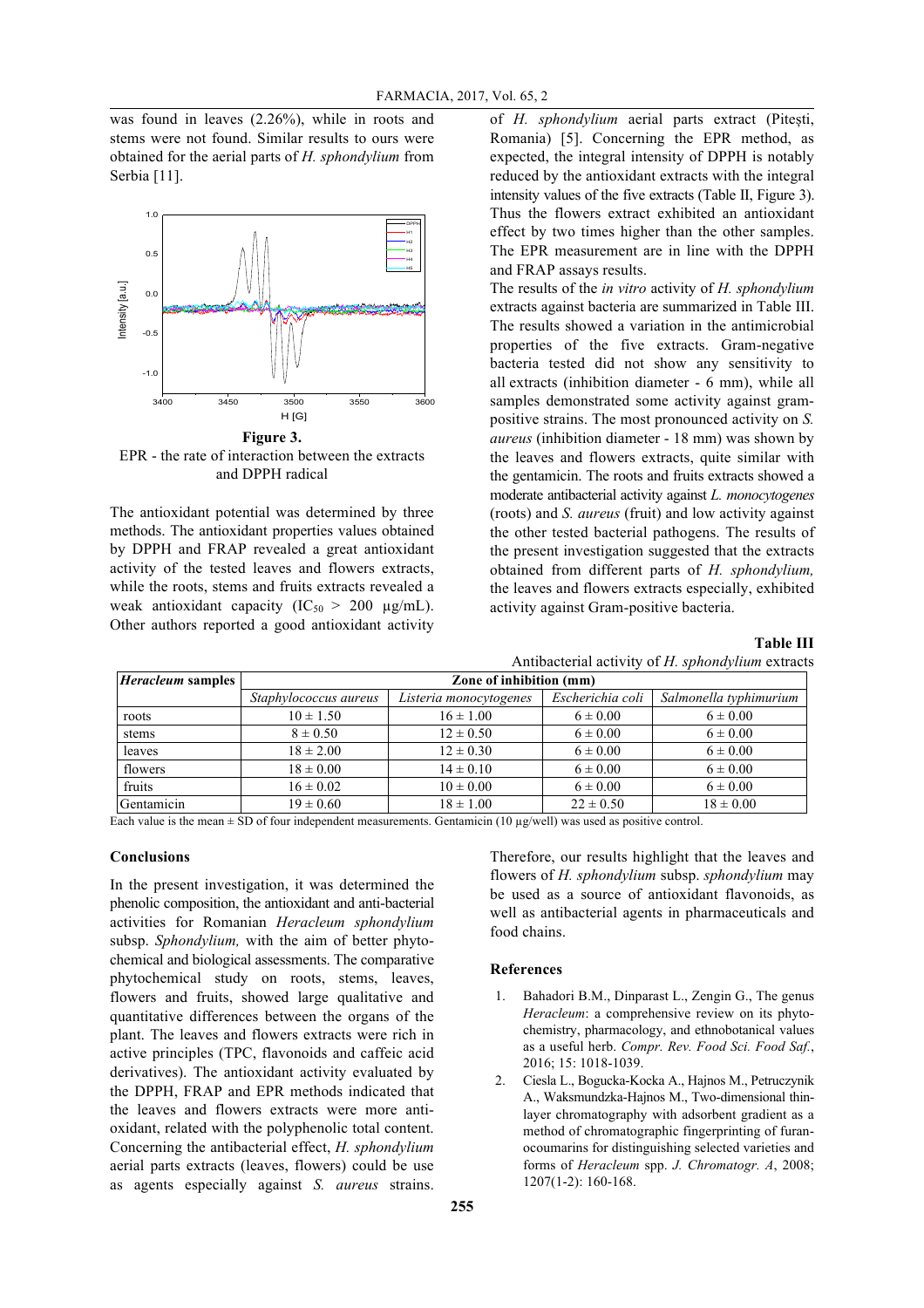was found in leaves (2.26%), while in roots and stems were not found. Similar results to ours were obtained for the aerial parts of *H. sphondylium* from Serbia [11].

**Figure 3.**
EPR - the rate of interaction between the extracts and DPPH radical

The antioxidant potential was determined by three methods. The antioxidant properties values obtained by DPPH and FRAP revealed a great antioxidant activity of the tested leaves and flowers extracts, while the roots, stems and fruits extracts revealed a weak antioxidant capacity ($IC_{50}$ > 200 μg/mL). Other authors reported a good antioxidant activity of *H. sphondylium* aerial parts extract (Pitești, Romania) [5]. Concerning the EPR method, as expected, the integral intensity of DPPH is notably reduced by the antioxidant extracts with the integral intensity values of the five extracts (Table II, Figure 3). Thus the flowers extract exhibited an antioxidant effect by two times higher than the other samples. The EPR measurement are in line with the DPPH and FRAP assays results.

The results of the *in vitro* activity of *H. sphondylium* extracts against bacteria are summarized in Table III. The results showed a variation in the antimicrobial properties of the five extracts. Gram-negative bacteria tested did not show any sensitivity to all extracts (inhibition diameter - 6 mm), while all samples demonstrated some activity against gram-positive strains. The most pronounced activity on *S. aureus* (inhibition diameter - 18 mm) was shown by the leaves and flowers extracts, quite similar with the gentamicin. The roots and fruits extracts showed a moderate antibacterial activity against *L. monocytogenes* (roots) and *S. aureus* (fruit) and low activity against the other tested bacterial pathogens. The results of the present investigation suggested that the extracts obtained from different parts of *H. sphondylium,* the leaves and flowers extracts especially, exhibited activity against Gram-positive bacteria.

**Table III**
Antibacterial activity of *H. sphondylium* extracts

| ***Heracleum* samples** | **Zone of inhibition (mm)** | | | |
|---|---|---|---|---|
| | *Staphylococcus aureus* | *Listeria monocytogenes* | *Escherichia coli* | *Salmonella typhimurium* |
| roots | 10 ± 1.50 | 16 ± 1.00 | 6 ± 0.00 | 6 ± 0.00 |
| stems | 8 ± 0.50 | 12 ± 0.50 | 6 ± 0.00 | 6 ± 0.00 |
| leaves | 18 ± 2.00 | 12 ± 0.30 | 6 ± 0.00 | 6 ± 0.00 |
| flowers | 18 ± 0.00 | 14 ± 0.10 | 6 ± 0.00 | 6 ± 0.00 |
| fruits | 16 ± 0.02 | 10 ± 0.00 | 6 ± 0.00 | 6 ± 0.00 |
| Gentamicin | 19 ± 0.60 | 18 ± 1.00 | 22 ± 0.50 | 18 ± 0.00 |

Each value is the mean ± SD of four independent measurements. Gentamicin (10 µg/well) was used as positive control.

## Conclusions

In the present investigation, it was determined the phenolic composition, the antioxidant and anti-bacterial activities for Romanian *Heracleum sphondylium* subsp. *Sphondylium,* with the aim of better phyto-chemical and biological assessments. The comparative phytochemical study on roots, stems, leaves, flowers and fruits, showed large qualitative and quantitative differences between the organs of the plant. The leaves and flowers extracts were rich in active principles (TPC, flavonoids and caffeic acid derivatives). The antioxidant activity evaluated by the DPPH, FRAP and EPR methods indicated that the leaves and flowers extracts were more anti-oxidant, related with the polyphenolic total content. Concerning the antibacterial effect, *H. sphondylium* aerial parts extracts (leaves, flowers) could be use as agents especially against *S. aureus* strains. Therefore, our results highlight that the leaves and flowers of *H. sphondylium* subsp. *sphondylium* may be used as a source of antioxidant flavonoids, as well as antibacterial agents in pharmaceuticals and food chains.

## References

1. Bahadori B.M., Dinparast L., Zengin G., The genus *Heracleum*: a comprehensive review on its phyto-chemistry, pharmacology, and ethnobotanical values as a useful herb. *Compr. Rev. Food Sci. Food Saf.*, 2016; 15: 1018-1039.
2. Ciesla L., Bogucka-Kocka A., Hajnos M., Petruczynik A., Waksmundzka-Hajnos M., Two-dimensional thin-layer chromatography with adsorbent gradient as a method of chromatographic fingerprinting of furan-ocoumarins for distinguishing selected varieties and forms of *Heracleum* spp. *J. Chromatogr. A*, 2008; 1207(1-2): 160-168.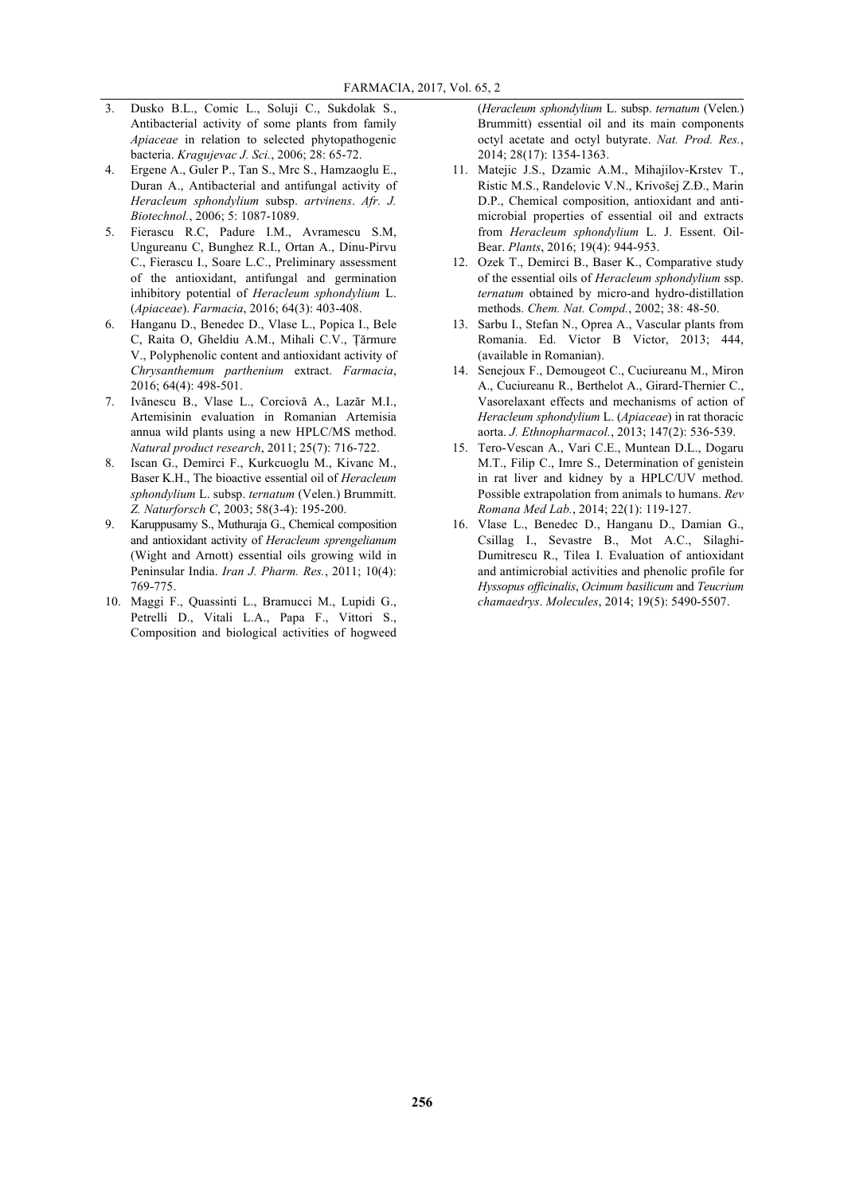3. Dusko B.L., Comic L., Soluji C., Sukdolak S., Antibacterial activity of some plants from family *Apiaceae* in relation to selected phytopathogenic bacteria. *Kragujevac J. Sci.*, 2006; 28: 65-72.
4. Ergene A., Guler P., Tan S., Mrc S., Hamzaoglu E., Duran A., Antibacterial and antifungal activity of *Heracleum sphondylium* subsp. *artvinens*. *Afr. J. Biotechnol.*, 2006; 5: 1087-1089.
5. Fierascu R.C, Padure I.M., Avramescu S.M, Ungureanu C, Bunghez R.I., Ortan A., Dinu-Pirvu C., Fierascu I., Soare L.C., Preliminary assessment of the antioxidant, antifungal and germination inhibitory potential of *Heracleum sphondylium* L. (*Apiaceae*). *Farmacia*, 2016; 64(3): 403-408.
6. Hanganu D., Benedec D., Vlase L., Popica I., Bele C, Raita O, Gheldiu A.M., Mihali C.V., Țărmure V., Polyphenolic content and antioxidant activity of *Chrysanthemum parthenium* extract. *Farmacia*, 2016; 64(4): 498-501.
7. Ivănescu B., Vlase L., Corciovă A., Lazăr M.I., Artemisinin evaluation in Romanian Artemisia annua wild plants using a new HPLC/MS method. *Natural product research*, 2011; 25(7): 716-722.
8. Iscan G., Demirci F., Kurkcuoglu M., Kivanc M., Baser K.H., The bioactive essential oil of *Heracleum sphondylium* L. subsp. *ternatum* (Velen.) Brummitt. *Z. Naturforsch C*, 2003; 58(3-4): 195-200.
9. Karuppusamy S., Muthuraja G., Chemical composition and antioxidant activity of *Heracleum sprengelianum* (Wight and Arnott) essential oils growing wild in Peninsular India. *Iran J. Pharm. Res.*, 2011; 10(4): 769-775.
10. Maggi F., Quassinti L., Bramucci M., Lupidi G., Petrelli D., Vitali L.A., Papa F., Vittori S., Composition and biological activities of hogweed (*Heracleum sphondylium* L. subsp. *ternatum* (Velen.) Brummitt) essential oil and its main components octyl acetate and octyl butyrate. *Nat. Prod. Res.*, 2014; 28(17): 1354-1363.
11. Matejic J.S., Dzamic A.M., Mihajilov-Krstev T., Ristic M.S., Randelovic V.N., Krivošej Z.Đ., Marin D.P., Chemical composition, antioxidant and antimicrobial properties of essential oil and extracts from *Heracleum sphondylium* L. J. Essent. Oil-Bear. *Plants*, 2016; 19(4): 944-953.
12. Ozek T., Demirci B., Baser K., Comparative study of the essential oils of *Heracleum sphondylium* ssp. *ternatum* obtained by micro-and hydro-distillation methods. *Chem. Nat. Compd.*, 2002; 38: 48-50.
13. Sarbu I., Stefan N., Oprea A., Vascular plants from Romania. Ed. Victor B Victor, 2013; 444, (available in Romanian).
14. Senejoux F., Demougeot C., Cuciureanu M., Miron A., Cuciureanu R., Berthelot A., Girard-Thernier C., Vasorelaxant effects and mechanisms of action of *Heracleum sphondylium* L. (*Apiaceae*) in rat thoracic aorta. *J. Ethnopharmacol.*, 2013; 147(2): 536-539.
15. Tero-Vescan A., Vari C.E., Muntean D.L., Dogaru M.T., Filip C., Imre S., Determination of genistein in rat liver and kidney by a HPLC/UV method. Possible extrapolation from animals to humans. *Rev Romana Med Lab.*, 2014; 22(1): 119-127.
16. Vlase L., Benedec D., Hanganu D., Damian G., Csillag I., Sevastre B., Mot A.C., Silaghi-Dumitrescu R., Tilea I. Evaluation of antioxidant and antimicrobial activities and phenolic profile for *Hyssopus officinalis*, *Ocimum basilicum* and *Teucrium chamaedrys*. *Molecules*, 2014; 19(5): 5490-5507.